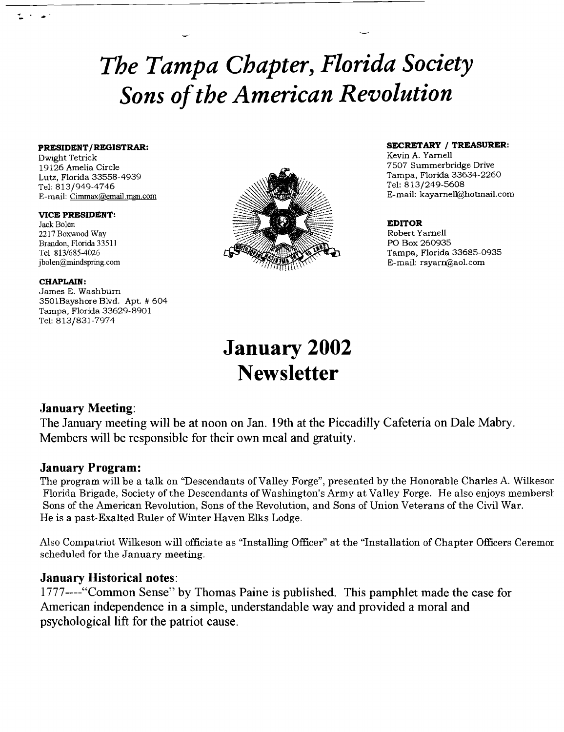# *The Tampa Chapter, Florida Society Sons of the American Revolution*

**PRESIDENT/REGISTRAR:**
Dwight Tetrick
19126 Amelia Circle
Lutz, Florida 33558-4939
Tel: 813/949-4746
E-mail: Cimmax@email.msn.com

**VICE PRESIDENT:**
Jack Bolen
2217 Boxwood Way
Brandon, Florida 33511
Tel: 813/685-4026
jbolen@mindspring.com

**CHAPLAIN:**
James E. Washburn
3501Bayshore Blvd. Apt. # 604
Tampa, Florida 33629-8901
Tel: 813/831-7974

**SECRETARY / TREASURER:**
Kevin A. Yarnell
7507 Summerbridge Drive
Tampa, Florida 33634-2260
Tel: 813/249-5608
E-mail: kayarnell@hotmail.com

**EDITOR**
Robert Yarnell
PO Box 260935
Tampa, Florida 33685-0935
E-mail: rsyarn@aol.com

# January 2002 Newsletter

### January Meeting:

The January meeting will be at noon on Jan. 19th at the Piccadilly Cafeteria on Dale Mabry. Members will be responsible for their own meal and gratuity.

### January Program:

The program will be a talk on "Descendants of Valley Forge", presented by the Honorable Charles A. Wilkesor Florida Brigade, Society of the Descendants of Washington's Army at Valley Forge. He also enjoys membersh Sons of the American Revolution, Sons of the Revolution, and Sons of Union Veterans of the Civil War. He is a past-Exalted Ruler of Winter Haven Elks Lodge.

Also Compatriot Wilkeson will officiate as "Installing Officer" at the "Installation of Chapter Officers Ceremor scheduled for the January meeting.

### January Historical notes:

1777----"Common Sense" by Thomas Paine is published. This pamphlet made the case for American independence in a simple, understandable way and provided a moral and psychological lift for the patriot cause.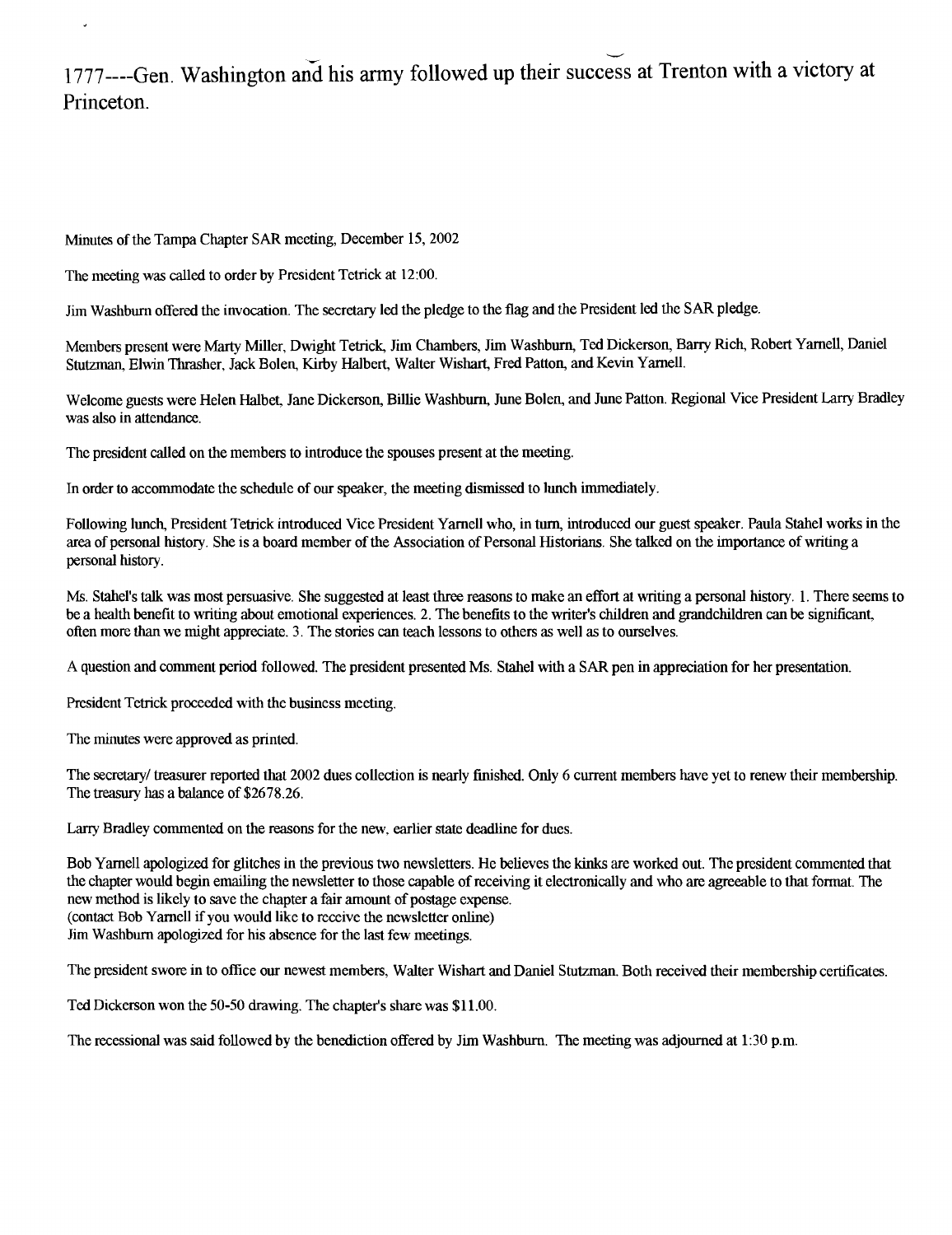1777----Gen. Washington and his army followed up their success at Trenton with a victory at Princeton.

Minutes of the Tampa Chapter SAR meeting, December 15, 2002

The meeting was called to order by President Tetrick at 12:00.

Jim Washburn offered the invocation. The secretary led the pledge to the flag and the President led the SAR pledge.

Members present were Marty Miller, Dwight Tetrick, Jim Chambers, Jim Washburn, Ted Dickerson, Barry Rich, Robert Yarnell, Daniel Stutzman, Elwin Thrasher, Jack Bolen, Kirby Halbert, Walter Wishart, Fred Patton, and Kevin Yarnell.

Welcome guests were Helen Halbet, Jane Dickerson, Billie Washburn, June Bolen, and June Patton. Regional Vice President Larry Bradley was also in attendance.

The president called on the members to introduce the spouses present at the meeting.

In order to accommodate the schedule of our speaker, the meeting dismissed to lunch immediately.

Following lunch, President Tetrick introduced Vice President Yarnell who, in turn, introduced our guest speaker. Paula Stahel works in the area of personal history. She is a board member of the Association of Personal Historians. She talked on the importance of writing a personal history.

Ms. Stahel's talk was most persuasive. She suggested at least three reasons to make an effort at writing a personal history. 1. There seems to be a health benefit to writing about emotional experiences. 2. The benefits to the writer's children and grandchildren can be significant, often more than we might appreciate. 3. The stories can teach lessons to others as well as to ourselves.

A question and comment period followed. The president presented Ms. Stahel with a SAR pen in appreciation for her presentation.

President Tetrick proceeded with the business meeting.

The minutes were approved as printed.

The secretary/ treasurer reported that 2002 dues collection is nearly finished. Only 6 current members have yet to renew their membership. The treasury has a balance of $2678.26.

Larry Bradley commented on the reasons for the new, earlier state deadline for dues.

Bob Yarnell apologized for glitches in the previous two newsletters. He believes the kinks are worked out. The president commented that the chapter would begin emailing the newsletter to those capable of receiving it electronically and who are agreeable to that format. The new method is likely to save the chapter a fair amount of postage expense.
(contact Bob Yarnell if you would like to receive the newsletter online)
Jim Washburn apologized for his absence for the last few meetings.

The president swore in to office our newest members, Walter Wishart and Daniel Stutzman. Both received their membership certificates.

Ted Dickerson won the 50-50 drawing. The chapter's share was $11.00.

The recessional was said followed by the benediction offered by Jim Washburn. The meeting was adjourned at 1:30 p.m.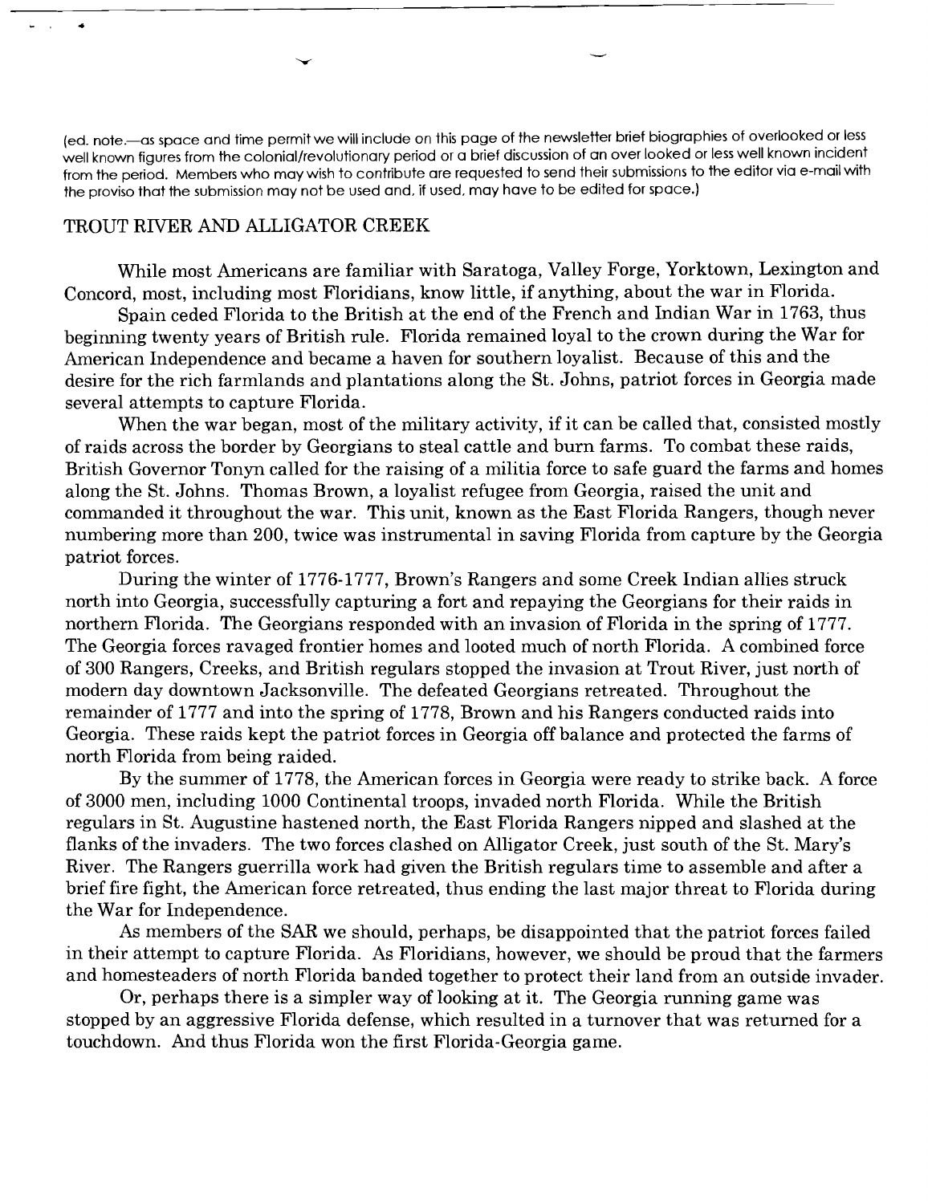(ed. note—as space and time permit we will include on this page of the newsletter brief biographies of overlooked or less well known figures from the colonial/revolutionary period or a brief discussion of an over looked or less well known incident from the period. Members who may wish to contribute are requested to send their submissions to the editor via e-mail with the proviso that the submission may not be used and, if used, may have to be edited for space.)

## TROUT RIVER AND ALLIGATOR CREEK

While most Americans are familiar with Saratoga, Valley Forge, Yorktown, Lexington and Concord, most, including most Floridians, know little, if anything, about the war in Florida.

Spain ceded Florida to the British at the end of the French and Indian War in 1763, thus beginning twenty years of British rule. Florida remained loyal to the crown during the War for American Independence and became a haven for southern loyalist. Because of this and the desire for the rich farmlands and plantations along the St. Johns, patriot forces in Georgia made several attempts to capture Florida.

When the war began, most of the military activity, if it can be called that, consisted mostly of raids across the border by Georgians to steal cattle and burn farms. To combat these raids, British Governor Tonyn called for the raising of a militia force to safe guard the farms and homes along the St. Johns. Thomas Brown, a loyalist refugee from Georgia, raised the unit and commanded it throughout the war. This unit, known as the East Florida Rangers, though never numbering more than 200, twice was instrumental in saving Florida from capture by the Georgia patriot forces.

During the winter of 1776-1777, Brown's Rangers and some Creek Indian allies struck north into Georgia, successfully capturing a fort and repaying the Georgians for their raids in northern Florida. The Georgians responded with an invasion of Florida in the spring of 1777. The Georgia forces ravaged frontier homes and looted much of north Florida. A combined force of 300 Rangers, Creeks, and British regulars stopped the invasion at Trout River, just north of modern day downtown Jacksonville. The defeated Georgians retreated. Throughout the remainder of 1777 and into the spring of 1778, Brown and his Rangers conducted raids into Georgia. These raids kept the patriot forces in Georgia off balance and protected the farms of north Florida from being raided.

By the summer of 1778, the American forces in Georgia were ready to strike back. A force of 3000 men, including 1000 Continental troops, invaded north Florida. While the British regulars in St. Augustine hastened north, the East Florida Rangers nipped and slashed at the flanks of the invaders. The two forces clashed on Alligator Creek, just south of the St. Mary's River. The Rangers guerrilla work had given the British regulars time to assemble and after a brief fire fight, the American force retreated, thus ending the last major threat to Florida during the War for Independence.

As members of the SAR we should, perhaps, be disappointed that the patriot forces failed in their attempt to capture Florida. As Floridians, however, we should be proud that the farmers and homesteaders of north Florida banded together to protect their land from an outside invader.

Or, perhaps there is a simpler way of looking at it. The Georgia running game was stopped by an aggressive Florida defense, which resulted in a turnover that was returned for a touchdown. And thus Florida won the first Florida-Georgia game.